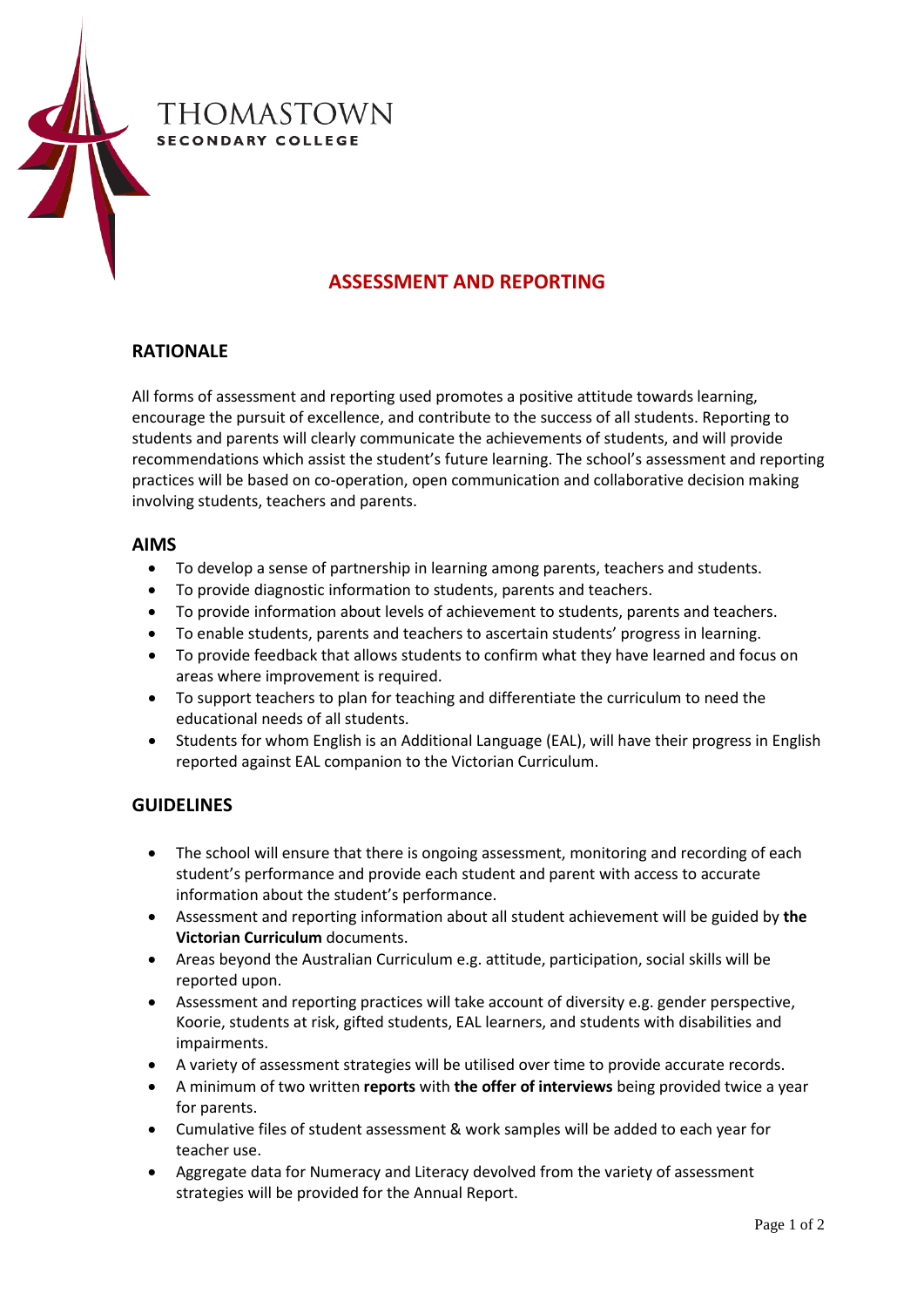THOMASTOWN
SECONDARY COLLEGE

# ASSESSMENT AND REPORTING

## RATIONALE

All forms of assessment and reporting used promotes a positive attitude towards learning, encourage the pursuit of excellence, and contribute to the success of all students. Reporting to students and parents will clearly communicate the achievements of students, and will provide recommendations which assist the student's future learning. The school's assessment and reporting practices will be based on co-operation, open communication and collaborative decision making involving students, teachers and parents.

## AIMS

- To develop a sense of partnership in learning among parents, teachers and students.
- To provide diagnostic information to students, parents and teachers.
- To provide information about levels of achievement to students, parents and teachers.
- To enable students, parents and teachers to ascertain students' progress in learning.
- To provide feedback that allows students to confirm what they have learned and focus on areas where improvement is required.
- To support teachers to plan for teaching and differentiate the curriculum to need the educational needs of all students.
- Students for whom English is an Additional Language (EAL), will have their progress in English reported against EAL companion to the Victorian Curriculum.

## GUIDELINES

- The school will ensure that there is ongoing assessment, monitoring and recording of each student's performance and provide each student and parent with access to accurate information about the student's performance.
- Assessment and reporting information about all student achievement will be guided by **the Victorian Curriculum** documents.
- Areas beyond the Australian Curriculum e.g. attitude, participation, social skills will be reported upon.
- Assessment and reporting practices will take account of diversity e.g. gender perspective, Koorie, students at risk, gifted students, EAL learners, and students with disabilities and impairments.
- A variety of assessment strategies will be utilised over time to provide accurate records.
- A minimum of two written **reports** with **the offer of interviews** being provided twice a year for parents.
- Cumulative files of student assessment & work samples will be added to each year for teacher use.
- Aggregate data for Numeracy and Literacy devolved from the variety of assessment strategies will be provided for the Annual Report.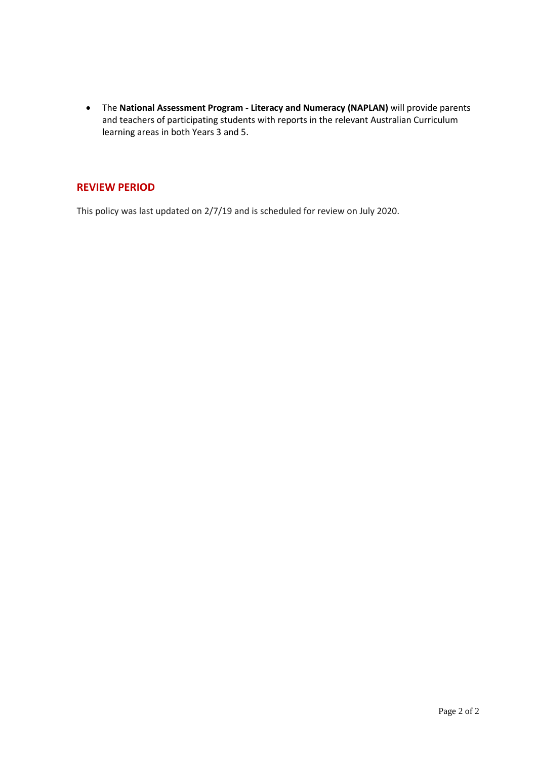- The **National Assessment Program - Literacy and Numeracy (NAPLAN)** will provide parents and teachers of participating students with reports in the relevant Australian Curriculum learning areas in both Years 3 and 5.

## REVIEW PERIOD

This policy was last updated on 2/7/19 and is scheduled for review on July 2020.